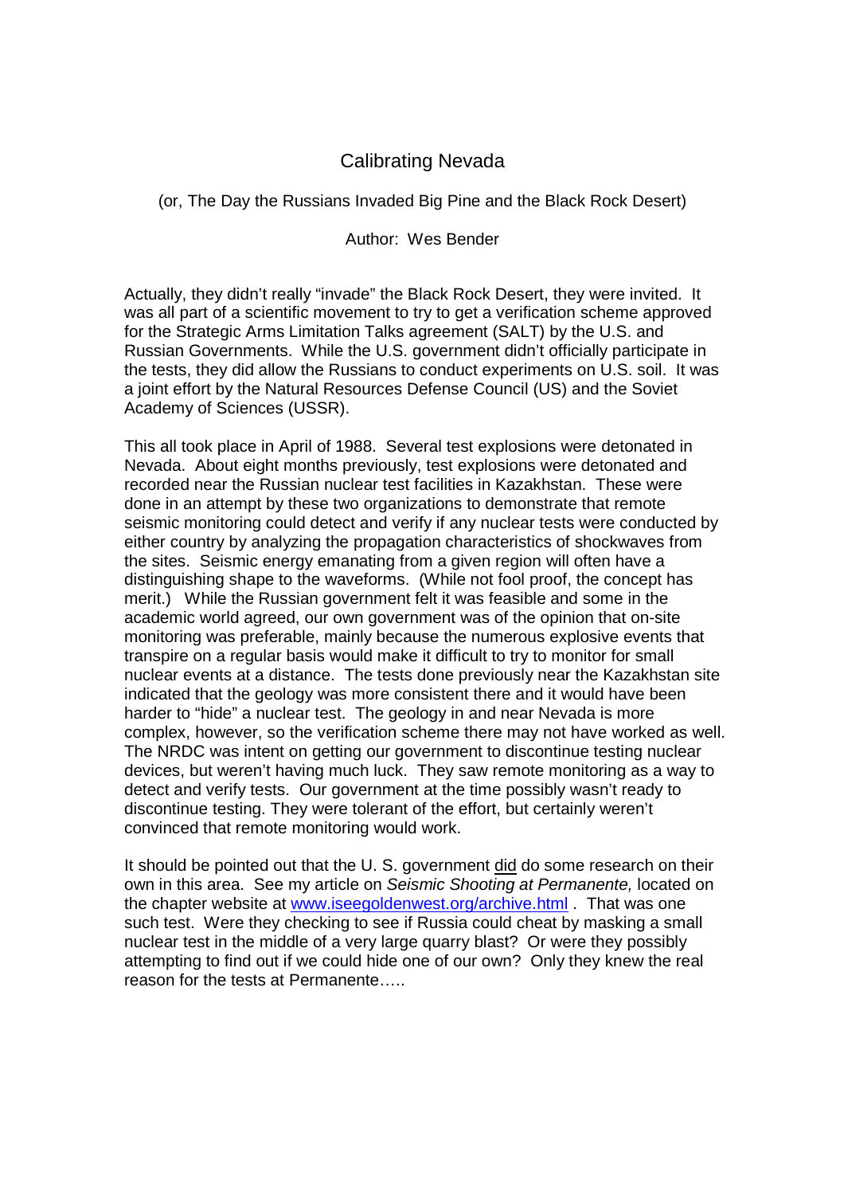# Calibrating Nevada

(or, The Day the Russians Invaded Big Pine and the Black Rock Desert)

Author: Wes Bender

Actually, they didn't really "invade" the Black Rock Desert, they were invited. It was all part of a scientific movement to try to get a verification scheme approved for the Strategic Arms Limitation Talks agreement (SALT) by the U.S. and Russian Governments. While the U.S. government didn't officially participate in the tests, they did allow the Russians to conduct experiments on U.S. soil. It was a joint effort by the Natural Resources Defense Council (US) and the Soviet Academy of Sciences (USSR).

This all took place in April of 1988. Several test explosions were detonated in Nevada. About eight months previously, test explosions were detonated and recorded near the Russian nuclear test facilities in Kazakhstan. These were done in an attempt by these two organizations to demonstrate that remote seismic monitoring could detect and verify if any nuclear tests were conducted by either country by analyzing the propagation characteristics of shockwaves from the sites. Seismic energy emanating from a given region will often have a distinguishing shape to the waveforms. (While not fool proof, the concept has merit.) While the Russian government felt it was feasible and some in the academic world agreed, our own government was of the opinion that on-site monitoring was preferable, mainly because the numerous explosive events that transpire on a regular basis would make it difficult to try to monitor for small nuclear events at a distance. The tests done previously near the Kazakhstan site indicated that the geology was more consistent there and it would have been harder to "hide" a nuclear test. The geology in and near Nevada is more complex, however, so the verification scheme there may not have worked as well. The NRDC was intent on getting our government to discontinue testing nuclear devices, but weren't having much luck. They saw remote monitoring as a way to detect and verify tests. Our government at the time possibly wasn't ready to discontinue testing. They were tolerant of the effort, but certainly weren't convinced that remote monitoring would work.

It should be pointed out that the U. S. government <u>did</u> do some research on their own in this area. See my article on *Seismic Shooting at Permanente,* located on the chapter website at www.iseegoldenwest.org/archive.html . That was one such test. Were they checking to see if Russia could cheat by masking a small nuclear test in the middle of a very large quarry blast? Or were they possibly attempting to find out if we could hide one of our own? Only they knew the real reason for the tests at Permanente…..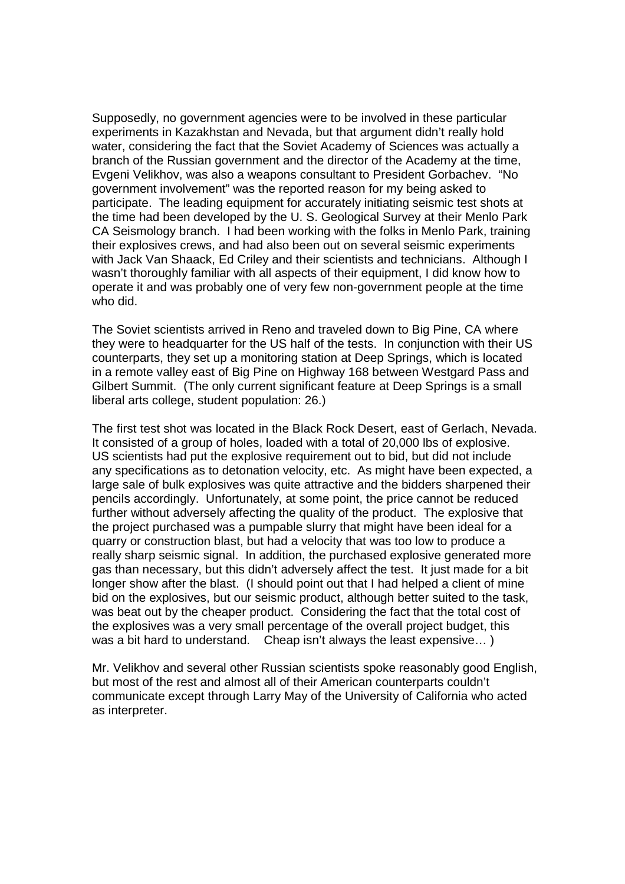Supposedly, no government agencies were to be involved in these particular experiments in Kazakhstan and Nevada, but that argument didn't really hold water, considering the fact that the Soviet Academy of Sciences was actually a branch of the Russian government and the director of the Academy at the time, Evgeni Velikhov, was also a weapons consultant to President Gorbachev. "No government involvement" was the reported reason for my being asked to participate. The leading equipment for accurately initiating seismic test shots at the time had been developed by the U. S. Geological Survey at their Menlo Park CA Seismology branch. I had been working with the folks in Menlo Park, training their explosives crews, and had also been out on several seismic experiments with Jack Van Shaack, Ed Criley and their scientists and technicians. Although I wasn't thoroughly familiar with all aspects of their equipment, I did know how to operate it and was probably one of very few non-government people at the time who did.

The Soviet scientists arrived in Reno and traveled down to Big Pine, CA where they were to headquarter for the US half of the tests. In conjunction with their US counterparts, they set up a monitoring station at Deep Springs, which is located in a remote valley east of Big Pine on Highway 168 between Westgard Pass and Gilbert Summit. (The only current significant feature at Deep Springs is a small liberal arts college, student population: 26.)

The first test shot was located in the Black Rock Desert, east of Gerlach, Nevada. It consisted of a group of holes, loaded with a total of 20,000 lbs of explosive. US scientists had put the explosive requirement out to bid, but did not include any specifications as to detonation velocity, etc. As might have been expected, a large sale of bulk explosives was quite attractive and the bidders sharpened their pencils accordingly. Unfortunately, at some point, the price cannot be reduced further without adversely affecting the quality of the product. The explosive that the project purchased was a pumpable slurry that might have been ideal for a quarry or construction blast, but had a velocity that was too low to produce a really sharp seismic signal. In addition, the purchased explosive generated more gas than necessary, but this didn't adversely affect the test. It just made for a bit longer show after the blast. (I should point out that I had helped a client of mine bid on the explosives, but our seismic product, although better suited to the task, was beat out by the cheaper product. Considering the fact that the total cost of the explosives was a very small percentage of the overall project budget, this was a bit hard to understand. Cheap isn't always the least expensive… )

Mr. Velikhov and several other Russian scientists spoke reasonably good English, but most of the rest and almost all of their American counterparts couldn't communicate except through Larry May of the University of California who acted as interpreter.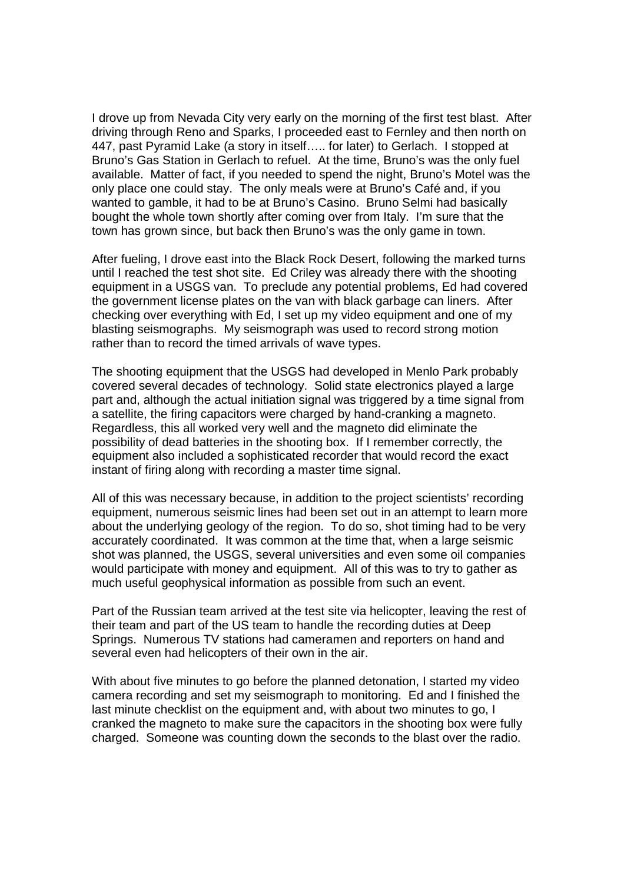I drove up from Nevada City very early on the morning of the first test blast. After driving through Reno and Sparks, I proceeded east to Fernley and then north on 447, past Pyramid Lake (a story in itself….. for later) to Gerlach. I stopped at Bruno's Gas Station in Gerlach to refuel. At the time, Bruno's was the only fuel available. Matter of fact, if you needed to spend the night, Bruno's Motel was the only place one could stay. The only meals were at Bruno's Café and, if you wanted to gamble, it had to be at Bruno's Casino. Bruno Selmi had basically bought the whole town shortly after coming over from Italy. I'm sure that the town has grown since, but back then Bruno's was the only game in town.

After fueling, I drove east into the Black Rock Desert, following the marked turns until I reached the test shot site. Ed Criley was already there with the shooting equipment in a USGS van. To preclude any potential problems, Ed had covered the government license plates on the van with black garbage can liners. After checking over everything with Ed, I set up my video equipment and one of my blasting seismographs. My seismograph was used to record strong motion rather than to record the timed arrivals of wave types.

The shooting equipment that the USGS had developed in Menlo Park probably covered several decades of technology. Solid state electronics played a large part and, although the actual initiation signal was triggered by a time signal from a satellite, the firing capacitors were charged by hand-cranking a magneto. Regardless, this all worked very well and the magneto did eliminate the possibility of dead batteries in the shooting box. If I remember correctly, the equipment also included a sophisticated recorder that would record the exact instant of firing along with recording a master time signal.

All of this was necessary because, in addition to the project scientists' recording equipment, numerous seismic lines had been set out in an attempt to learn more about the underlying geology of the region. To do so, shot timing had to be very accurately coordinated. It was common at the time that, when a large seismic shot was planned, the USGS, several universities and even some oil companies would participate with money and equipment. All of this was to try to gather as much useful geophysical information as possible from such an event.

Part of the Russian team arrived at the test site via helicopter, leaving the rest of their team and part of the US team to handle the recording duties at Deep Springs. Numerous TV stations had cameramen and reporters on hand and several even had helicopters of their own in the air.

With about five minutes to go before the planned detonation, I started my video camera recording and set my seismograph to monitoring. Ed and I finished the last minute checklist on the equipment and, with about two minutes to go, I cranked the magneto to make sure the capacitors in the shooting box were fully charged. Someone was counting down the seconds to the blast over the radio.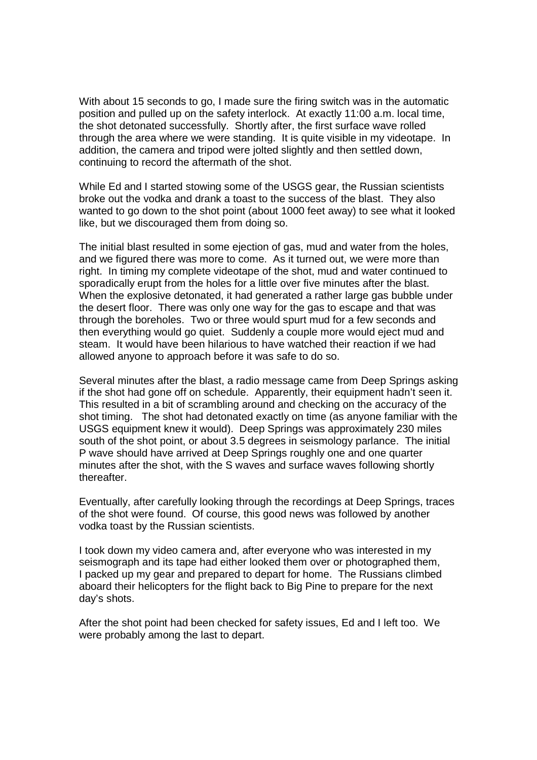With about 15 seconds to go, I made sure the firing switch was in the automatic position and pulled up on the safety interlock. At exactly 11:00 a.m. local time, the shot detonated successfully. Shortly after, the first surface wave rolled through the area where we were standing. It is quite visible in my videotape. In addition, the camera and tripod were jolted slightly and then settled down, continuing to record the aftermath of the shot.

While Ed and I started stowing some of the USGS gear, the Russian scientists broke out the vodka and drank a toast to the success of the blast. They also wanted to go down to the shot point (about 1000 feet away) to see what it looked like, but we discouraged them from doing so.

The initial blast resulted in some ejection of gas, mud and water from the holes, and we figured there was more to come. As it turned out, we were more than right. In timing my complete videotape of the shot, mud and water continued to sporadically erupt from the holes for a little over five minutes after the blast. When the explosive detonated, it had generated a rather large gas bubble under the desert floor. There was only one way for the gas to escape and that was through the boreholes. Two or three would spurt mud for a few seconds and then everything would go quiet. Suddenly a couple more would eject mud and steam. It would have been hilarious to have watched their reaction if we had allowed anyone to approach before it was safe to do so.

Several minutes after the blast, a radio message came from Deep Springs asking if the shot had gone off on schedule. Apparently, their equipment hadn't seen it. This resulted in a bit of scrambling around and checking on the accuracy of the shot timing. The shot had detonated exactly on time (as anyone familiar with the USGS equipment knew it would). Deep Springs was approximately 230 miles south of the shot point, or about 3.5 degrees in seismology parlance. The initial P wave should have arrived at Deep Springs roughly one and one quarter minutes after the shot, with the S waves and surface waves following shortly thereafter.

Eventually, after carefully looking through the recordings at Deep Springs, traces of the shot were found. Of course, this good news was followed by another vodka toast by the Russian scientists.

I took down my video camera and, after everyone who was interested in my seismograph and its tape had either looked them over or photographed them, I packed up my gear and prepared to depart for home. The Russians climbed aboard their helicopters for the flight back to Big Pine to prepare for the next day's shots.

After the shot point had been checked for safety issues, Ed and I left too. We were probably among the last to depart.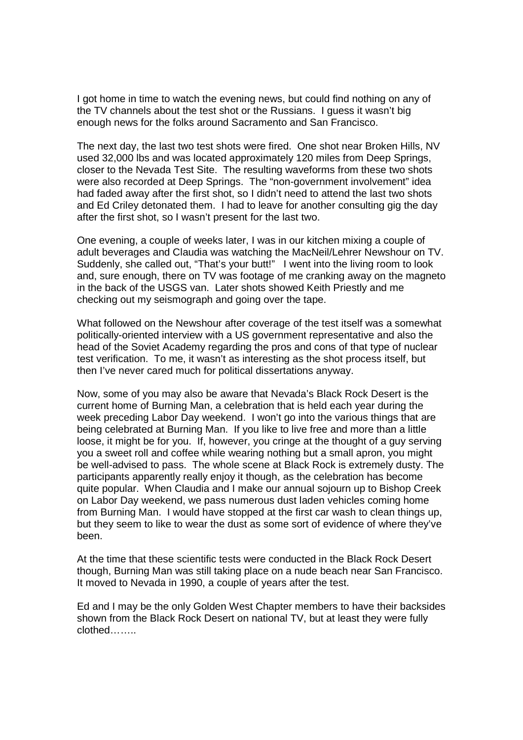I got home in time to watch the evening news, but could find nothing on any of the TV channels about the test shot or the Russians. I guess it wasn't big enough news for the folks around Sacramento and San Francisco.

The next day, the last two test shots were fired. One shot near Broken Hills, NV used 32,000 lbs and was located approximately 120 miles from Deep Springs, closer to the Nevada Test Site. The resulting waveforms from these two shots were also recorded at Deep Springs. The "non-government involvement" idea had faded away after the first shot, so I didn't need to attend the last two shots and Ed Criley detonated them. I had to leave for another consulting gig the day after the first shot, so I wasn't present for the last two.

One evening, a couple of weeks later, I was in our kitchen mixing a couple of adult beverages and Claudia was watching the MacNeil/Lehrer Newshour on TV. Suddenly, she called out, "That's your butt!" I went into the living room to look and, sure enough, there on TV was footage of me cranking away on the magneto in the back of the USGS van. Later shots showed Keith Priestly and me checking out my seismograph and going over the tape.

What followed on the Newshour after coverage of the test itself was a somewhat politically-oriented interview with a US government representative and also the head of the Soviet Academy regarding the pros and cons of that type of nuclear test verification. To me, it wasn't as interesting as the shot process itself, but then I've never cared much for political dissertations anyway.

Now, some of you may also be aware that Nevada's Black Rock Desert is the current home of Burning Man, a celebration that is held each year during the week preceding Labor Day weekend. I won't go into the various things that are being celebrated at Burning Man. If you like to live free and more than a little loose, it might be for you. If, however, you cringe at the thought of a guy serving you a sweet roll and coffee while wearing nothing but a small apron, you might be well-advised to pass. The whole scene at Black Rock is extremely dusty. The participants apparently really enjoy it though, as the celebration has become quite popular. When Claudia and I make our annual sojourn up to Bishop Creek on Labor Day weekend, we pass numerous dust laden vehicles coming home from Burning Man. I would have stopped at the first car wash to clean things up, but they seem to like to wear the dust as some sort of evidence of where they've been.

At the time that these scientific tests were conducted in the Black Rock Desert though, Burning Man was still taking place on a nude beach near San Francisco. It moved to Nevada in 1990, a couple of years after the test.

Ed and I may be the only Golden West Chapter members to have their backsides shown from the Black Rock Desert on national TV, but at least they were fully clothed……..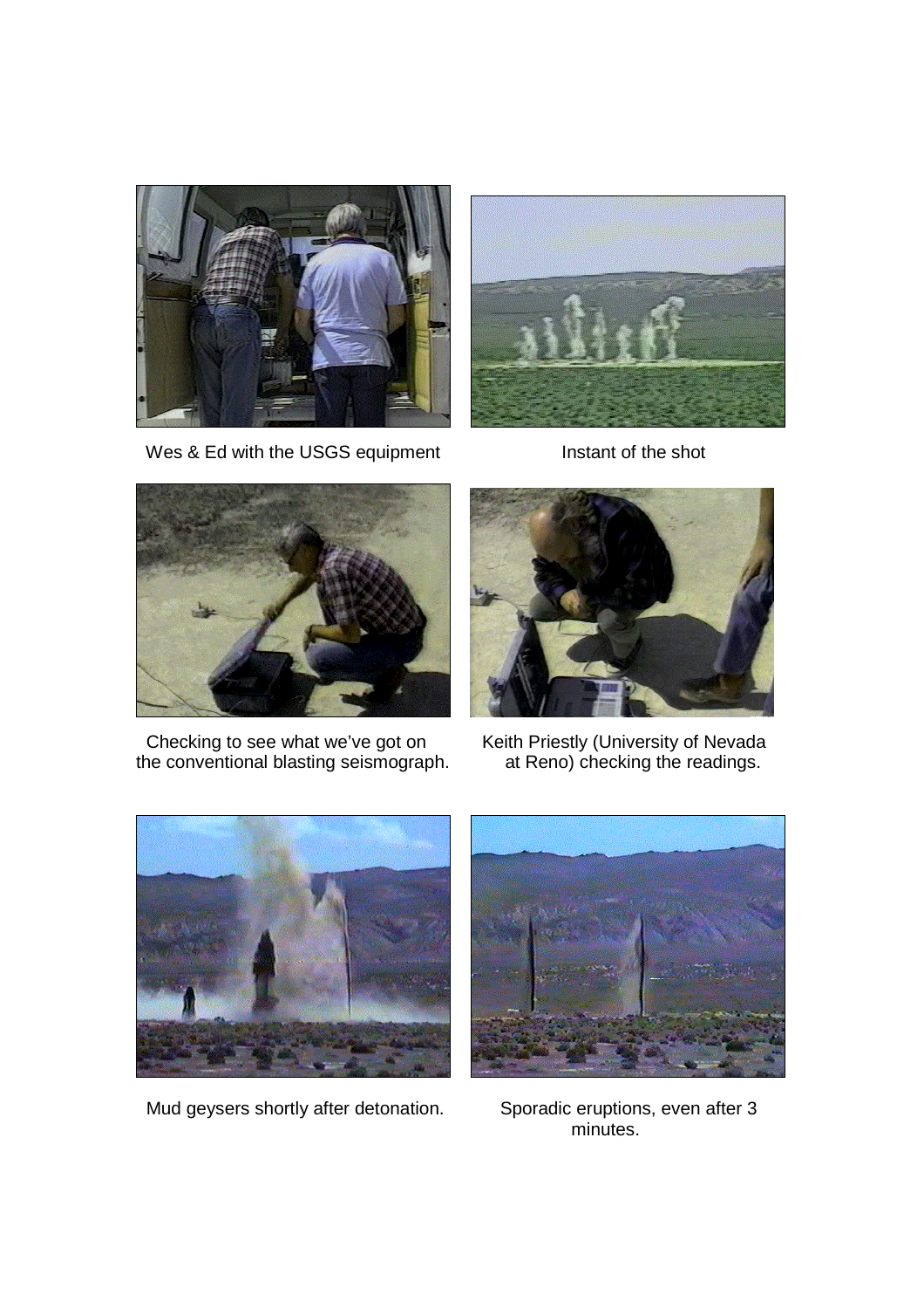Wes & Ed with the USGS equipment

Instant of the shot

Checking to see what we've got on the conventional blasting seismograph.

Keith Priestly (University of Nevada at Reno) checking the readings.

Mud geysers shortly after detonation.

Sporadic eruptions, even after 3 minutes.